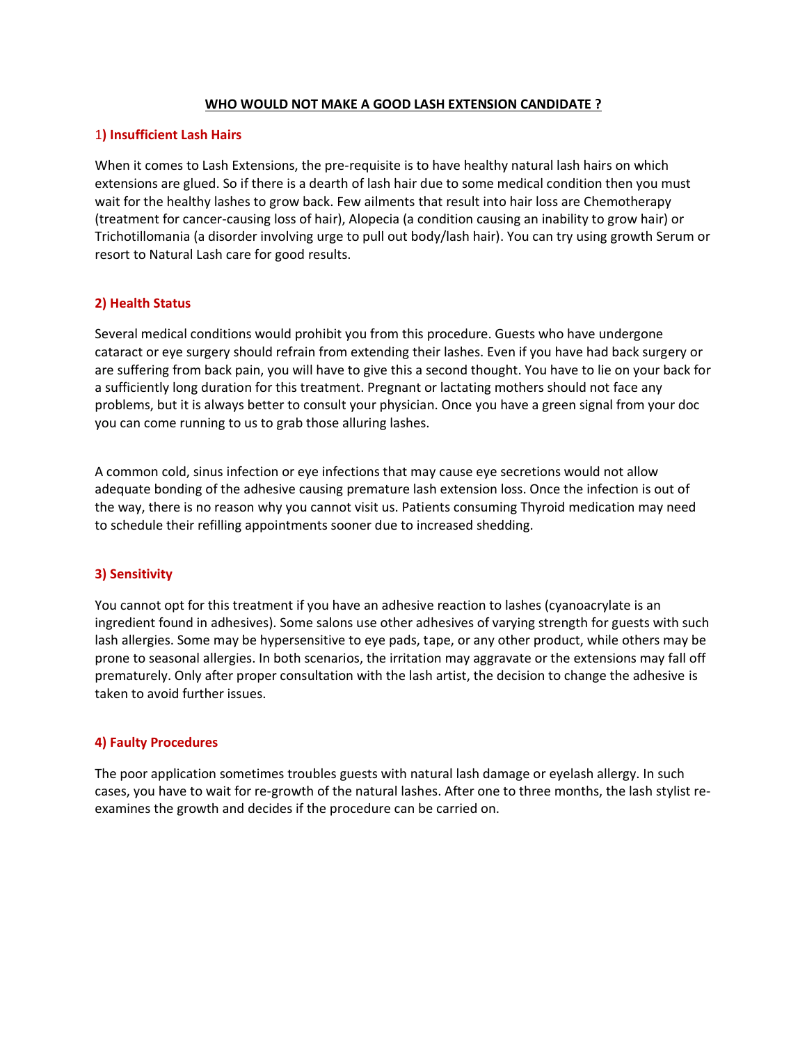# WHO WOULD NOT MAKE A GOOD LASH EXTENSION CANDIDATE ?

## 1) Insufficient Lash Hairs

When it comes to Lash Extensions, the pre-requisite is to have healthy natural lash hairs on which extensions are glued. So if there is a dearth of lash hair due to some medical condition then you must wait for the healthy lashes to grow back. Few ailments that result into hair loss are Chemotherapy (treatment for cancer-causing loss of hair), Alopecia (a condition causing an inability to grow hair) or Trichotillomania (a disorder involving urge to pull out body/lash hair). You can try using growth Serum or resort to Natural Lash care for good results.

## 2) Health Status

Several medical conditions would prohibit you from this procedure. Guests who have undergone cataract or eye surgery should refrain from extending their lashes. Even if you have had back surgery or are suffering from back pain, you will have to give this a second thought. You have to lie on your back for a sufficiently long duration for this treatment. Pregnant or lactating mothers should not face any problems, but it is always better to consult your physician. Once you have a green signal from your doc you can come running to us to grab those alluring lashes.

A common cold, sinus infection or eye infections that may cause eye secretions would not allow adequate bonding of the adhesive causing premature lash extension loss. Once the infection is out of the way, there is no reason why you cannot visit us. Patients consuming Thyroid medication may need to schedule their refilling appointments sooner due to increased shedding.

## 3) Sensitivity

You cannot opt for this treatment if you have an adhesive reaction to lashes (cyanoacrylate is an ingredient found in adhesives). Some salons use other adhesives of varying strength for guests with such lash allergies. Some may be hypersensitive to eye pads, tape, or any other product, while others may be prone to seasonal allergies. In both scenarios, the irritation may aggravate or the extensions may fall off prematurely. Only after proper consultation with the lash artist, the decision to change the adhesive is taken to avoid further issues.

## 4) Faulty Procedures

The poor application sometimes troubles guests with natural lash damage or eyelash allergy. In such cases, you have to wait for re-growth of the natural lashes. After one to three months, the lash stylist re-examines the growth and decides if the procedure can be carried on.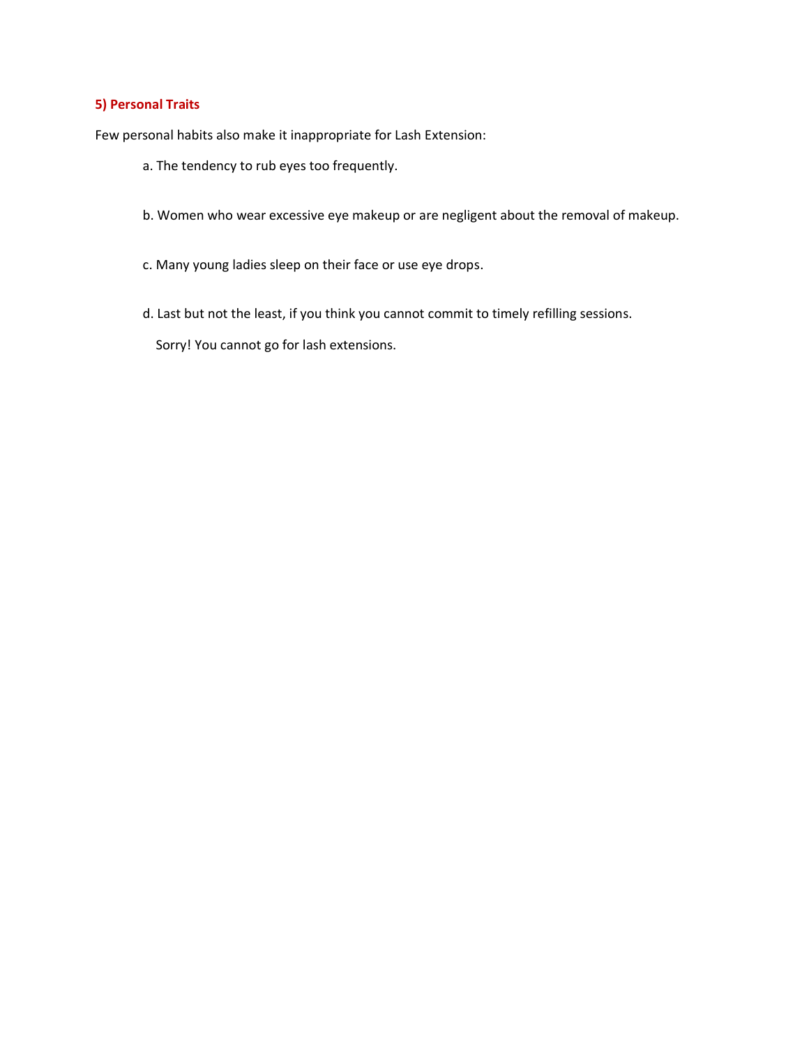### 5) Personal Traits

Few personal habits also make it inappropriate for Lash Extension:

a. The tendency to rub eyes too frequently.

b. Women who wear excessive eye makeup or are negligent about the removal of makeup.

c. Many young ladies sleep on their face or use eye drops.

d. Last but not the least, if you think you cannot commit to timely refilling sessions.

Sorry! You cannot go for lash extensions.